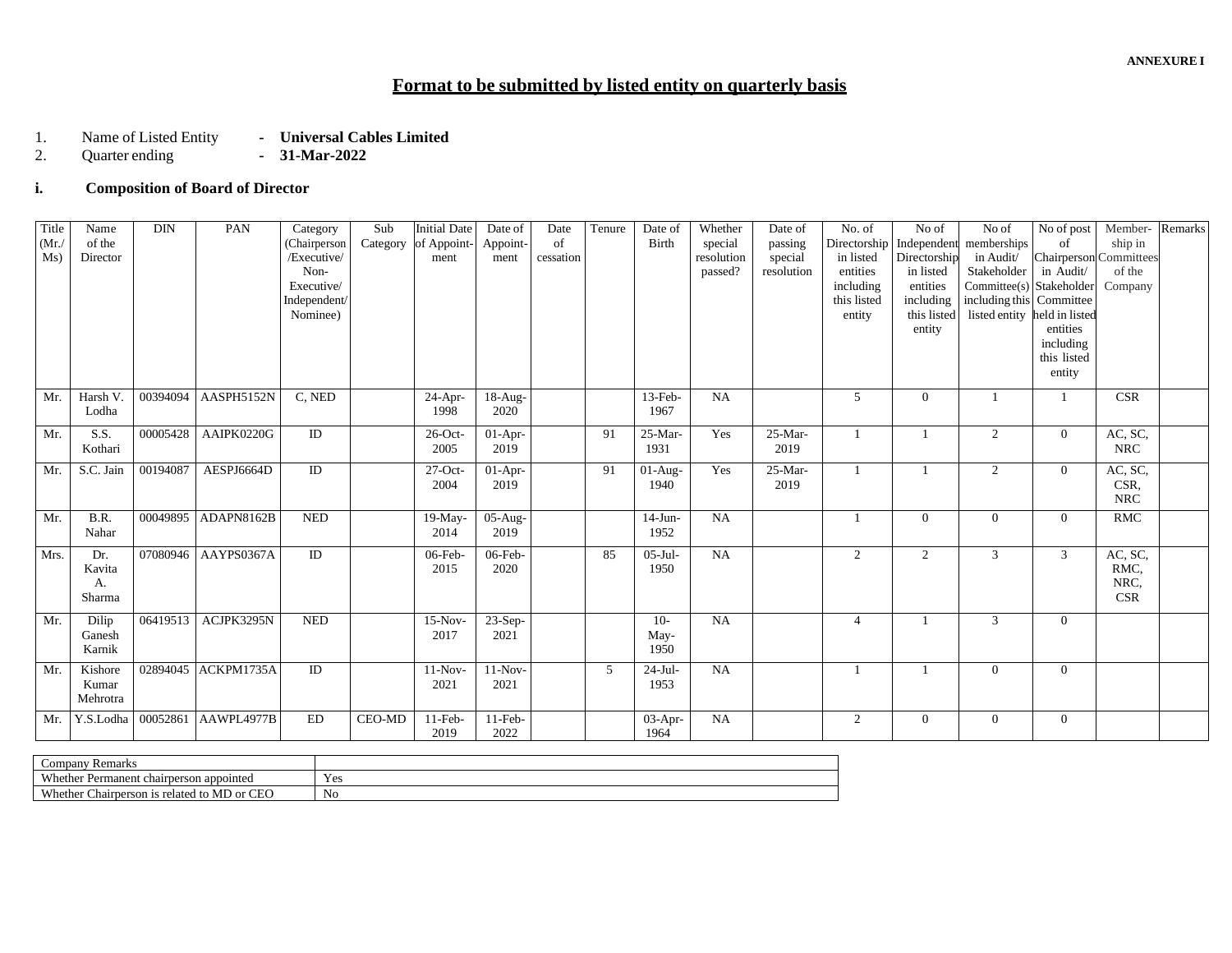**ANNEXURE I**

# Format to be submitted by listed entity on quarterly basis

1. Name of Listed Entity - **Universal Cables Limited**
2. Quarter ending - **31-Mar-2022**

**i. Composition of Board of Director**

| Title (Mr./ Ms) | Name of the Director | DIN | PAN | Category (Chairperson /Executive/ Non-Executive/ Independent/ Nominee) | Sub Category | Initial Date of Appointment | Date of Appointment | Date of cessation | Tenure | Date of Birth | Whether special resolution passed? | Date of passing special resolution | No. of Directorship in listed entities including this listed entity | No of Independent Directorship in listed entities including this listed entity | No of memberships in Audit/ Stakeholder Committee(s) including this listed entity | No of post of Chairperson in Audit/ Stakeholder Committee held in listed entities including this listed entity | Membership in Committees of the Company | Remarks |
|---|---|---|---|---|---|---|---|---|---|---|---|---|---|---|---|---|---|---|
| Mr. | Harsh V. Lodha | 00394094 | AASPH5152N | C, NED | | 24-Apr-1998 | 18-Aug-2020 | | | 13-Feb-1967 | NA | | 5 | 0 | 1 | 1 | CSR | |
| Mr. | S.S. Kothari | 00005428 | AAIPK0220G | ID | | 26-Oct-2005 | 01-Apr-2019 | | 91 | 25-Mar-1931 | Yes | 25-Mar-2019 | 1 | 1 | 2 | 0 | AC, SC, NRC | |
| Mr. | S.C. Jain | 00194087 | AESPJ6664D | ID | | 27-Oct-2004 | 01-Apr-2019 | | 91 | 01-Aug-1940 | Yes | 25-Mar-2019 | 1 | 1 | 2 | 0 | AC, SC, CSR, NRC | |
| Mr. | B.R. Nahar | 00049895 | ADAPN8162B | NED | | 19-May-2014 | 05-Aug-2019 | | | 14-Jun-1952 | NA | | 1 | 0 | 0 | 0 | RMC | |
| Mrs. | Dr. Kavita A. Sharma | 07080946 | AAYPS0367A | ID | | 06-Feb-2015 | 06-Feb-2020 | | 85 | 05-Jul-1950 | NA | | 2 | 2 | 3 | 3 | AC, SC, RMC, NRC, CSR | |
| Mr. | Dilip Ganesh Karnik | 06419513 | ACJPK3295N | NED | | 15-Nov-2017 | 23-Sep-2021 | | | 10-May-1950 | NA | | 4 | 1 | 3 | 0 | | |
| Mr. | Kishore Kumar Mehrotra | 02894045 | ACKPM1735A | ID | | 11-Nov-2021 | 11-Nov-2021 | | 5 | 24-Jul-1953 | NA | | 1 | 1 | 0 | 0 | | |
| Mr. | Y.S.Lodha | 00052861 | AAWPL4977B | ED | CEO-MD | 11-Feb-2019 | 11-Feb-2022 | | | 03-Apr-1964 | NA | | 2 | 0 | 0 | 0 | | |

| Company Remarks | |
|---|---|
| Whether Permanent chairperson appointed | Yes |
| Whether Chairperson is related to MD or CEO | No |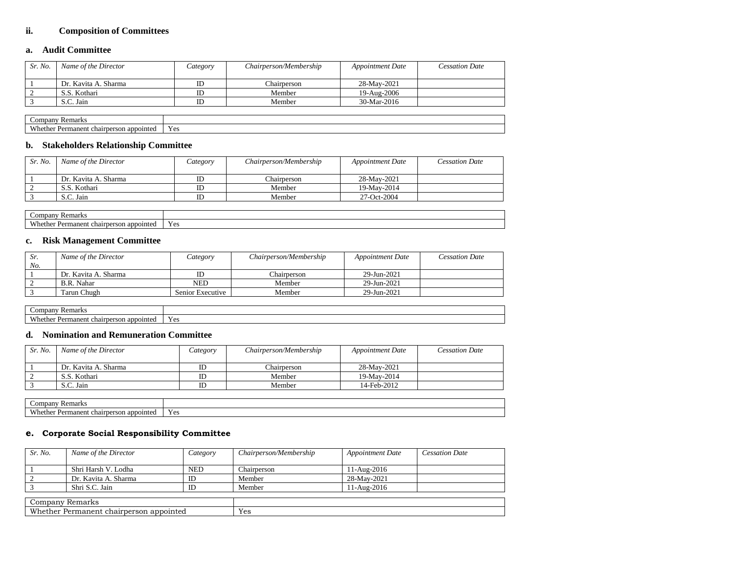## ii. Composition of Committees

### a. Audit Committee

| *Sr. No.* | *Name of the Director* | *Category* | *Chairperson/Membership* | *Appointment Date* | *Cessation Date* |
|---|---|---|---|---|---|
| 1 | Dr. Kavita A. Sharma | ID | Chairperson | 28-May-2021 | |
| 2 | S.S. Kothari | ID | Member | 19-Aug-2006 | |
| 3 | S.C. Jain | ID | Member | 30-Mar-2016 | |

| Company Remarks | |
|---|---|
| Whether Permanent chairperson appointed | Yes |

### b. Stakeholders Relationship Committee

| *Sr. No.* | *Name of the Director* | *Category* | *Chairperson/Membership* | *Appointment Date* | *Cessation Date* |
|---|---|---|---|---|---|
| 1 | Dr. Kavita A. Sharma | ID | Chairperson | 28-May-2021 | |
| 2 | S.S. Kothari | ID | Member | 19-May-2014 | |
| 3 | S.C. Jain | ID | Member | 27-Oct-2004 | |

| Company Remarks | |
|---|---|
| Whether Permanent chairperson appointed | Yes |

### c. Risk Management Committee

| *Sr. No.* | *Name of the Director* | *Category* | *Chairperson/Membership* | *Appointment Date* | *Cessation Date* |
|---|---|---|---|---|---|
| 1 | Dr. Kavita A. Sharma | ID | Chairperson | 29-Jun-2021 | |
| 2 | B.R. Nahar | NED | Member | 29-Jun-2021 | |
| 3 | Tarun Chugh | Senior Executive | Member | 29-Jun-2021 | |

| Company Remarks | |
|---|---|
| Whether Permanent chairperson appointed | Yes |

### d. Nomination and Remuneration Committee

| *Sr. No.* | *Name of the Director* | *Category* | *Chairperson/Membership* | *Appointment Date* | *Cessation Date* |
|---|---|---|---|---|---|
| 1 | Dr. Kavita A. Sharma | ID | Chairperson | 28-May-2021 | |
| 2 | S.S. Kothari | ID | Member | 19-May-2014 | |
| 3 | S.C. Jain | ID | Member | 14-Feb-2012 | |

| Company Remarks | |
|---|---|
| Whether Permanent chairperson appointed | Yes |

### e. Corporate Social Responsibility Committee

| *Sr. No.* | *Name of the Director* | *Category* | *Chairperson/Membership* | *Appointment Date* | *Cessation Date* |
|---|---|---|---|---|---|
| 1 | Shri Harsh V. Lodha | NED | Chairperson | 11-Aug-2016 | |
| 2 | Dr. Kavita A. Sharma | ID | Member | 28-May-2021 | |
| 3 | Shri S.C. Jain | ID | Member | 11-Aug-2016 | |

| Company Remarks | |
|---|---|
| Whether Permanent chairperson appointed | Yes |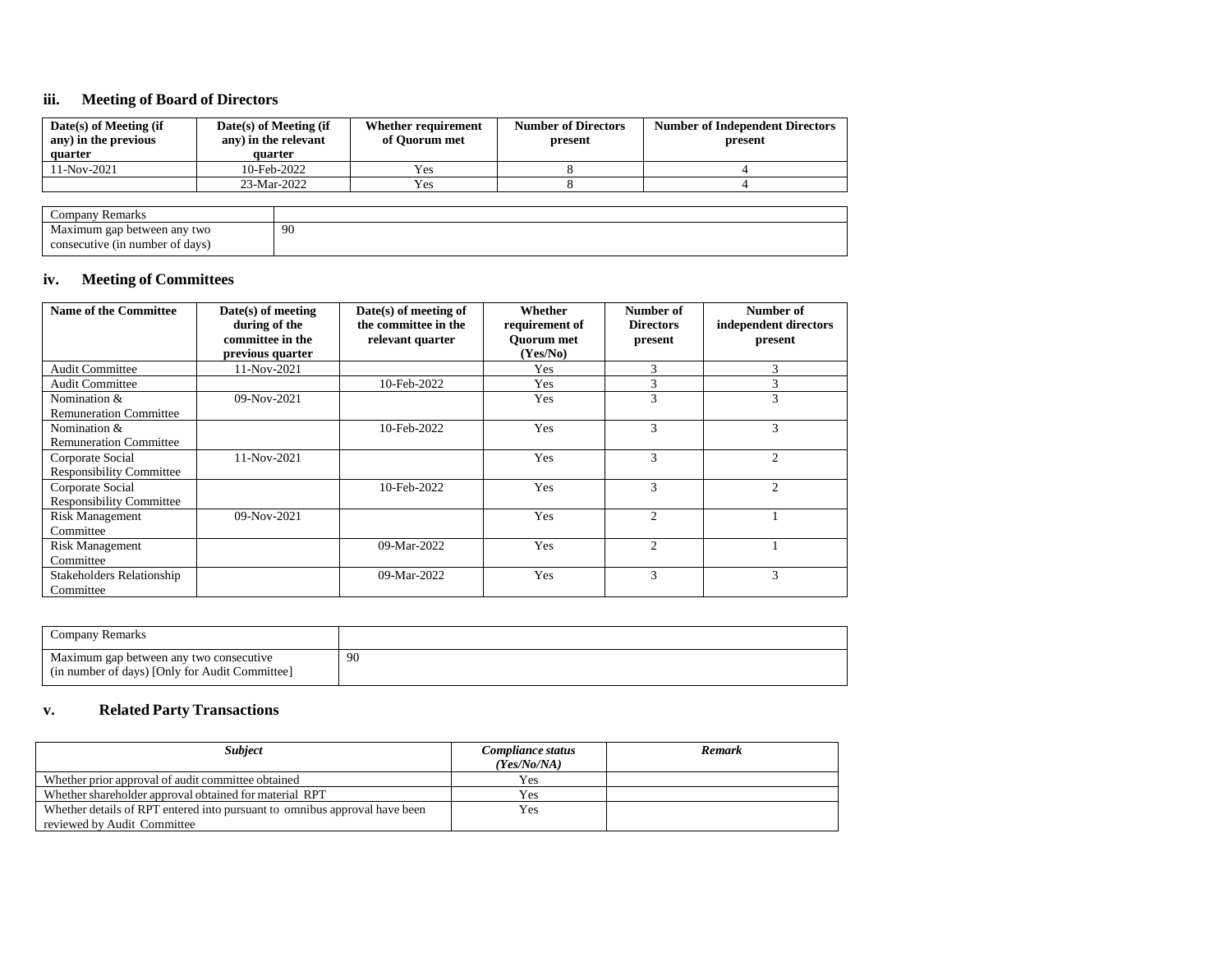### iii. Meeting of Board of Directors

| Date(s) of Meeting (if any) in the previous quarter | Date(s) of Meeting (if any) in the relevant quarter | Whether requirement of Quorum met | Number of Directors present | Number of Independent Directors present |
|---|---|---|---|---|
| 11-Nov-2021 | 10-Feb-2022 | Yes | 8 | 4 |
| | 23-Mar-2022 | Yes | 8 | 4 |

| Company Remarks | |
|---|---|
| Maximum gap between any two consecutive (in number of days) | 90 |

### iv. Meeting of Committees

| Name of the Committee | Date(s) of meeting during of the committee in the previous quarter | Date(s) of meeting of the committee in the relevant quarter | Whether requirement of Quorum met (Yes/No) | Number of Directors present | Number of independent directors present |
|---|---|---|---|---|---|
| Audit Committee | 11-Nov-2021 | | Yes | 3 | 3 |
| Audit Committee | | 10-Feb-2022 | Yes | 3 | 3 |
| Nomination & Remuneration Committee | 09-Nov-2021 | | Yes | 3 | 3 |
| Nomination & Remuneration Committee | | 10-Feb-2022 | Yes | 3 | 3 |
| Corporate Social Responsibility Committee | 11-Nov-2021 | | Yes | 3 | 2 |
| Corporate Social Responsibility Committee | | 10-Feb-2022 | Yes | 3 | 2 |
| Risk Management Committee | 09-Nov-2021 | | Yes | 2 | 1 |
| Risk Management Committee | | 09-Mar-2022 | Yes | 2 | 1 |
| Stakeholders Relationship Committee | | 09-Mar-2022 | Yes | 3 | 3 |

| Company Remarks | |
|---|---|
| Maximum gap between any two consecutive (in number of days) [Only for Audit Committee] | 90 |

### v. Related Party Transactions

| *Subject* | *Compliance status (Yes/No/NA)* | *Remark* |
|---|---|---|
| Whether prior approval of audit committee obtained | Yes | |
| Whether shareholder approval obtained for material RPT | Yes | |
| Whether details of RPT entered into pursuant to omnibus approval have been reviewed by Audit Committee | Yes | |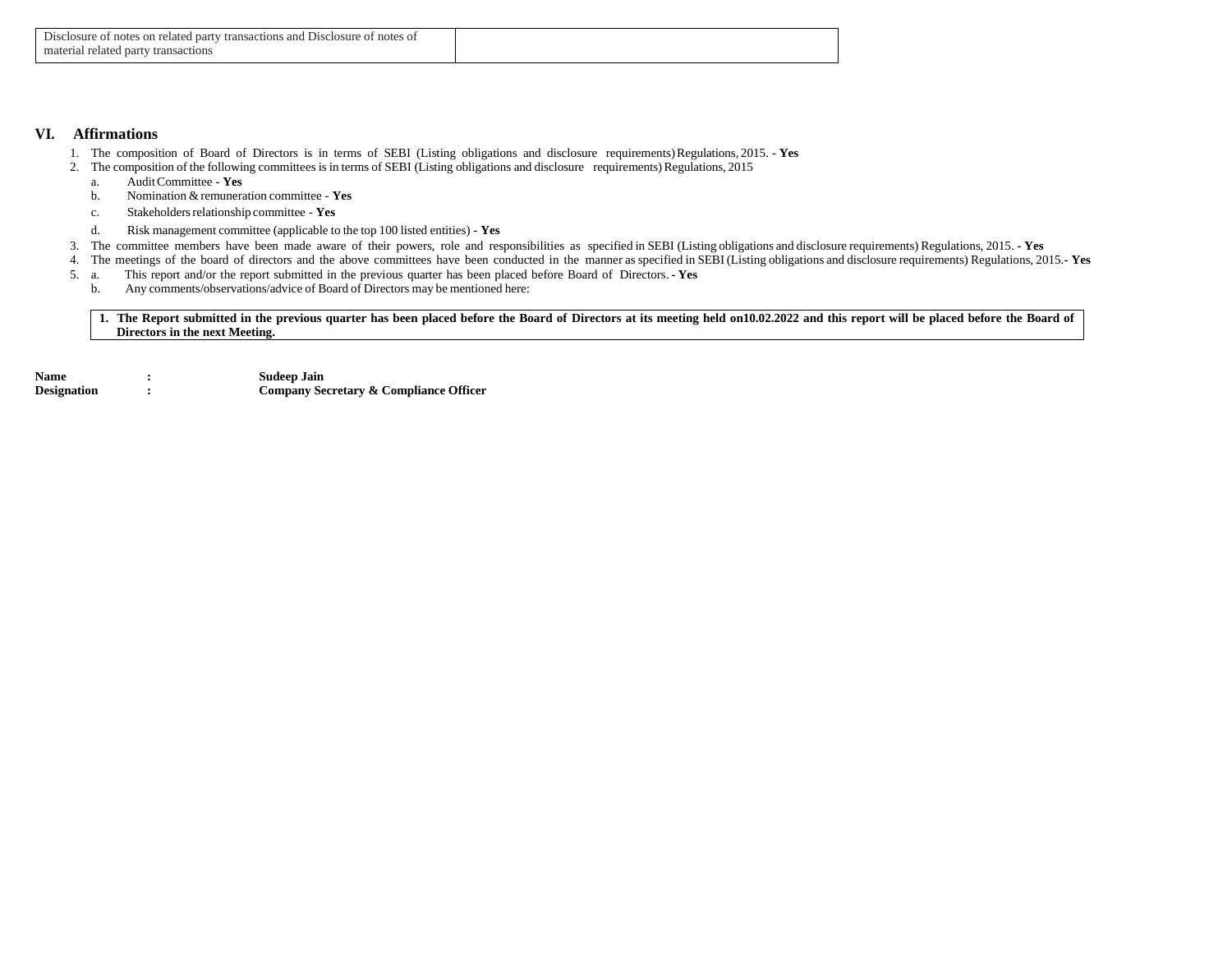| Disclosure of notes on related party transactions and Disclosure of notes of material related party transactions | |
|---|---|

## VI. Affirmations

1. The composition of Board of Directors is in terms of SEBI (Listing obligations and disclosure requirements) Regulations, 2015. - **Yes**
2. The composition of the following committees is in terms of SEBI (Listing obligations and disclosure requirements) Regulations, 2015
   a. Audit Committee - **Yes**
   b. Nomination & remuneration committee - **Yes**
   c. Stakeholders relationship committee - **Yes**
   d. Risk management committee (applicable to the top 100 listed entities) **- Yes**
3. The committee members have been made aware of their powers, role and responsibilities as specified in SEBI (Listing obligations and disclosure requirements) Regulations, 2015. **- Yes**
4. The meetings of the board of directors and the above committees have been conducted in the manner as specified in SEBI (Listing obligations and disclosure requirements) Regulations, 2015.**- Yes**
5. a. This report and/or the report submitted in the previous quarter has been placed before Board of Directors. **- Yes**
   b. Any comments/observations/advice of Board of Directors may be mentioned here:

| **1. The Report submitted in the previous quarter has been placed before the Board of Directors at its meeting held on10.02.2022 and this report will be placed before the Board of Directors in the next Meeting.** |
|---|

**Name** : **Sudeep Jain**
**Designation** : **Company Secretary & Compliance Officer**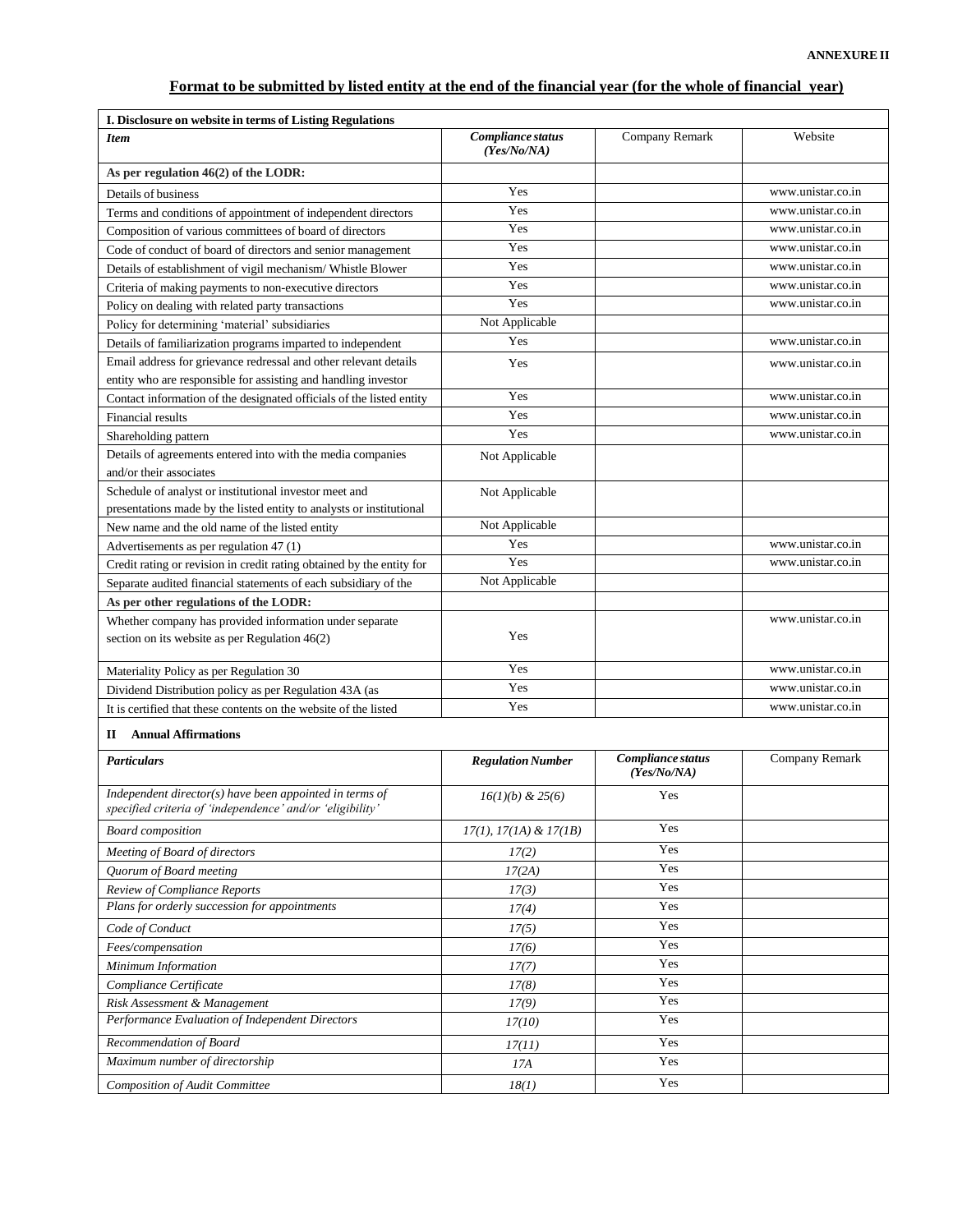**ANNEXURE II**

## Format to be submitted by listed entity at the end of the financial year (for the whole of financial year)

| I. Disclosure on website in terms of Listing Regulations | | | |
|---|---|---|---|
| ***Item*** | ***Compliance status (Yes/No/NA)*** | Company Remark | Website |
| **As per regulation 46(2) of the LODR:** | | | |
| Details of business | Yes | | www.unistar.co.in |
| Terms and conditions of appointment of independent directors | Yes | | www.unistar.co.in |
| Composition of various committees of board of directors | Yes | | www.unistar.co.in |
| Code of conduct of board of directors and senior management | Yes | | www.unistar.co.in |
| Details of establishment of vigil mechanism/ Whistle Blower | Yes | | www.unistar.co.in |
| Criteria of making payments to non-executive directors | Yes | | www.unistar.co.in |
| Policy on dealing with related party transactions | Yes | | www.unistar.co.in |
| Policy for determining 'material' subsidiaries | Not Applicable | | |
| Details of familiarization programs imparted to independent | Yes | | www.unistar.co.in |
| Email address for grievance redressal and other relevant details entity who are responsible for assisting and handling investor | Yes | | www.unistar.co.in |
| Contact information of the designated officials of the listed entity | Yes | | www.unistar.co.in |
| Financial results | Yes | | www.unistar.co.in |
| Shareholding pattern | Yes | | www.unistar.co.in |
| Details of agreements entered into with the media companies and/or their associates | Not Applicable | | |
| Schedule of analyst or institutional investor meet and presentations made by the listed entity to analysts or institutional | Not Applicable | | |
| New name and the old name of the listed entity | Not Applicable | | |
| Advertisements as per regulation 47 (1) | Yes | | www.unistar.co.in |
| Credit rating or revision in credit rating obtained by the entity for | Yes | | www.unistar.co.in |
| Separate audited financial statements of each subsidiary of the | Not Applicable | | |
| **As per other regulations of the LODR:** | | | |
| Whether company has provided information under separate section on its website as per Regulation 46(2) | Yes | | www.unistar.co.in |
| Materiality Policy as per Regulation 30 | Yes | | www.unistar.co.in |
| Dividend Distribution policy as per Regulation 43A (as | Yes | | www.unistar.co.in |
| It is certified that these contents on the website of the listed | Yes | | www.unistar.co.in |

**II Annual Affirmations**

| ***Particulars*** | ***Regulation Number*** | ***Compliance status (Yes/No/NA)*** | Company Remark |
|---|---|---|---|
| *Independent director(s) have been appointed in terms of specified criteria of 'independence' and/or 'eligibility'* | *16(1)(b) & 25(6)* | Yes | |
| *Board composition* | *17(1), 17(1A) & 17(1B)* | Yes | |
| *Meeting of Board of directors* | *17(2)* | Yes | |
| *Quorum of Board meeting* | *17(2A)* | Yes | |
| *Review of Compliance Reports* | *17(3)* | Yes | |
| *Plans for orderly succession for appointments* | *17(4)* | Yes | |
| *Code of Conduct* | *17(5)* | Yes | |
| *Fees/compensation* | *17(6)* | Yes | |
| *Minimum Information* | *17(7)* | Yes | |
| *Compliance Certificate* | *17(8)* | Yes | |
| *Risk Assessment & Management* | *17(9)* | Yes | |
| *Performance Evaluation of Independent Directors* | *17(10)* | Yes | |
| *Recommendation of Board* | *17(11)* | Yes | |
| *Maximum number of directorship* | *17A* | Yes | |
| *Composition of Audit Committee* | *18(1)* | Yes | |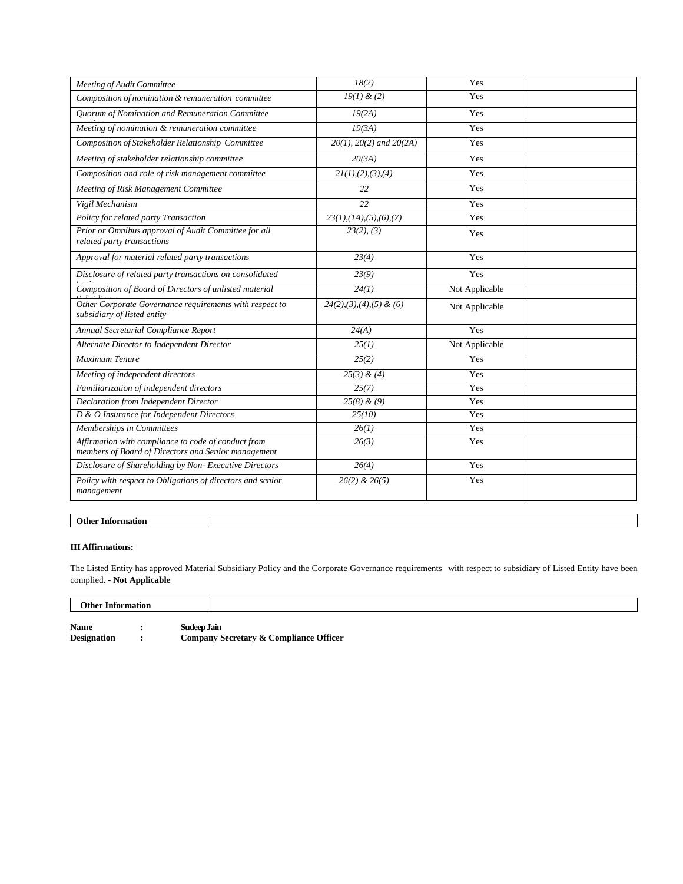| | | | |
|---|---|---|---|
| *Meeting of Audit Committee* | *18(2)* | Yes | |
| *Composition of nomination & remuneration committee* | *19(1) & (2)* | Yes | |
| *Quorum of Nomination and Remuneration Committee* | *19(2A)* | Yes | |
| *Meeting of nomination & remuneration committee* | *19(3A)* | Yes | |
| *Composition of Stakeholder Relationship Committee* | *20(1), 20(2) and 20(2A)* | Yes | |
| *Meeting of stakeholder relationship committee* | *20(3A)* | Yes | |
| *Composition and role of risk management committee* | *21(1),(2),(3),(4)* | Yes | |
| *Meeting of Risk Management Committee* | *22* | Yes | |
| *Vigil Mechanism* | *22* | Yes | |
| *Policy for related party Transaction* | *23(1),(1A),(5),(6),(7)* | Yes | |
| *Prior or Omnibus approval of Audit Committee for all related party transactions* | *23(2), (3)* | Yes | |
| *Approval for material related party transactions* | *23(4)* | Yes | |
| *Disclosure of related party transactions on consolidated* | *23(9)* | Yes | |
| *Composition of Board of Directors of unlisted material* | *24(1)* | Not Applicable | |
| *Other Corporate Governance requirements with respect to subsidiary of listed entity* | *24(2),(3),(4),(5) & (6)* | Not Applicable | |
| *Annual Secretarial Compliance Report* | *24(A)* | Yes | |
| *Alternate Director to Independent Director* | *25(1)* | Not Applicable | |
| *Maximum Tenure* | *25(2)* | Yes | |
| *Meeting of independent directors* | *25(3) & (4)* | Yes | |
| *Familiarization of independent directors* | *25(7)* | Yes | |
| *Declaration from Independent Director* | *25(8) & (9)* | Yes | |
| *D & O Insurance for Independent Directors* | *25(10)* | Yes | |
| *Memberships in Committees* | *26(1)* | Yes | |
| *Affirmation with compliance to code of conduct from members of Board of Directors and Senior management* | *26(3)* | Yes | |
| *Disclosure of Shareholding by Non- Executive Directors* | *26(4)* | Yes | |
| *Policy with respect to Obligations of directors and senior management* | *26(2) & 26(5)* | Yes | |

| **Other Information** | |
|---|---|

**III Affirmations:**

The Listed Entity has approved Material Subsidiary Policy and the Corporate Governance requirements with respect to subsidiary of Listed Entity have been complied. - **Not Applicable**

| **Other Information** | |
|---|---|

**Name** : **Sudeep Jain**
**Designation** : **Company Secretary & Compliance Officer**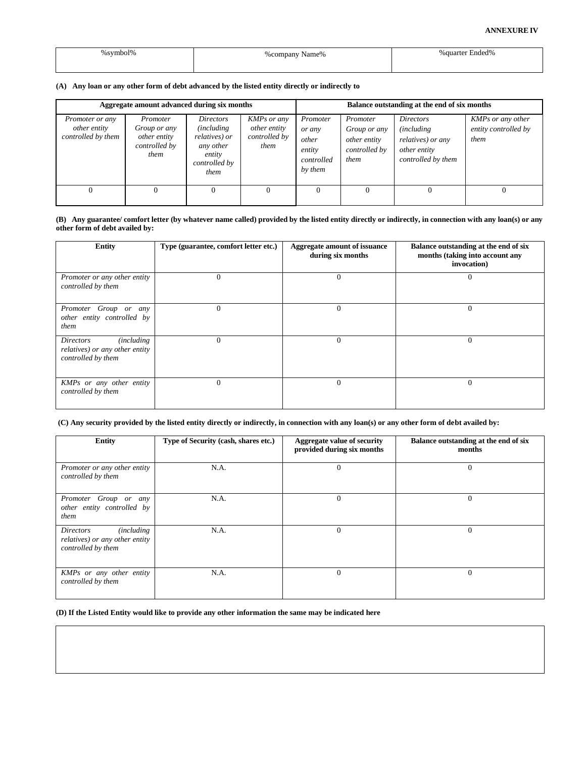**ANNEXURE IV**

| %symbol% | %company Name% | %quarter Ended% |
|---|---|---|

**(A) Any loan or any other form of debt advanced by the listed entity directly or indirectly to**

| Aggregate amount advanced during six months | | | | Balance outstanding at the end of six months | | | |
|---|---|---|---|---|---|---|---|
| *Promoter or any other entity controlled by them* | *Promoter Group or any other entity controlled by them* | *Directors (including relatives) or any other entity controlled by them* | *KMPs or any other entity controlled by them* | *Promoter or any other entity controlled by them* | *Promoter Group or any other entity controlled by them* | *Directors (including relatives) or any other entity controlled by them* | *KMPs or any other entity controlled by them* |
| 0 | 0 | 0 | 0 | 0 | 0 | 0 | 0 |

**(B) Any guarantee/ comfort letter (by whatever name called) provided by the listed entity directly or indirectly, in connection with any loan(s) or any other form of debt availed by:**

| Entity | Type (guarantee, comfort letter etc.) | Aggregate amount of issuance during six months | Balance outstanding at the end of six months (taking into account any invocation) |
|---|---|---|---|
| *Promoter or any other entity controlled by them* | 0 | 0 | 0 |
| *Promoter Group or any other entity controlled by them* | 0 | 0 | 0 |
| *Directors (including relatives) or any other entity controlled by them* | 0 | 0 | 0 |
| *KMPs or any other entity controlled by them* | 0 | 0 | 0 |

**(C) Any security provided by the listed entity directly or indirectly, in connection with any loan(s) or any other form of debt availed by:**

| Entity | Type of Security (cash, shares etc.) | Aggregate value of security provided during six months | Balance outstanding at the end of six months |
|---|---|---|---|
| *Promoter or any other entity controlled by them* | N.A. | 0 | 0 |
| *Promoter Group or any other entity controlled by them* | N.A. | 0 | 0 |
| *Directors (including relatives) or any other entity controlled by them* | N.A. | 0 | 0 |
| *KMPs or any other entity controlled by them* | N.A. | 0 | 0 |

**(D) If the Listed Entity would like to provide any other information the same may be indicated here**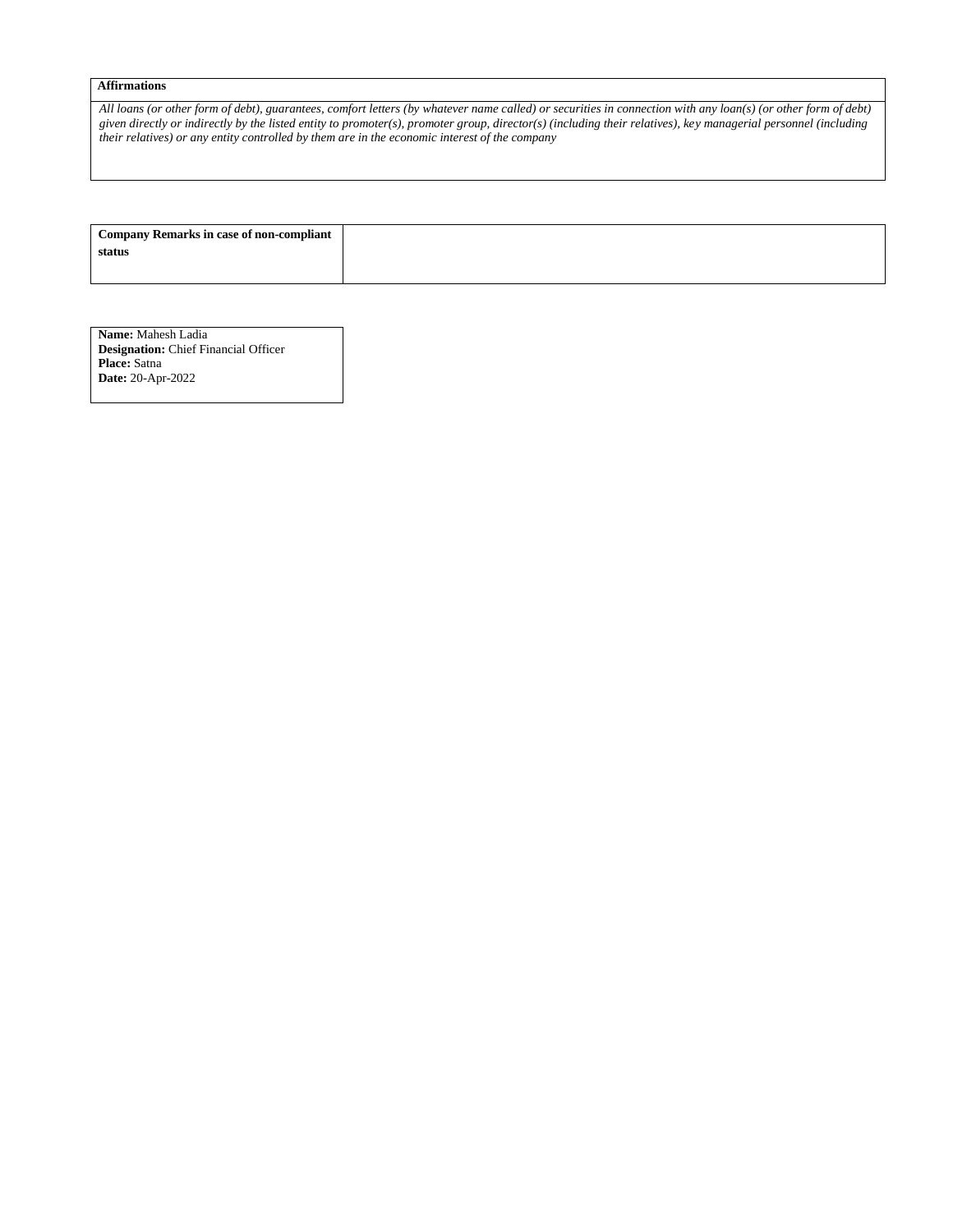| **Affirmations** |
| --- |
| *All loans (or other form of debt), guarantees, comfort letters (by whatever name called) or securities in connection with any loan(s) (or other form of debt) given directly or indirectly by the listed entity to promoter(s), promoter group, director(s) (including their relatives), key managerial personnel (including their relatives) or any entity controlled by them are in the economic interest of the company* |

| | |
| --- | --- |
| **Company Remarks in case of non-compliant status** | |

**Name:** Mahesh Ladia
**Designation:** Chief Financial Officer
**Place:** Satna
**Date:** 20-Apr-2022